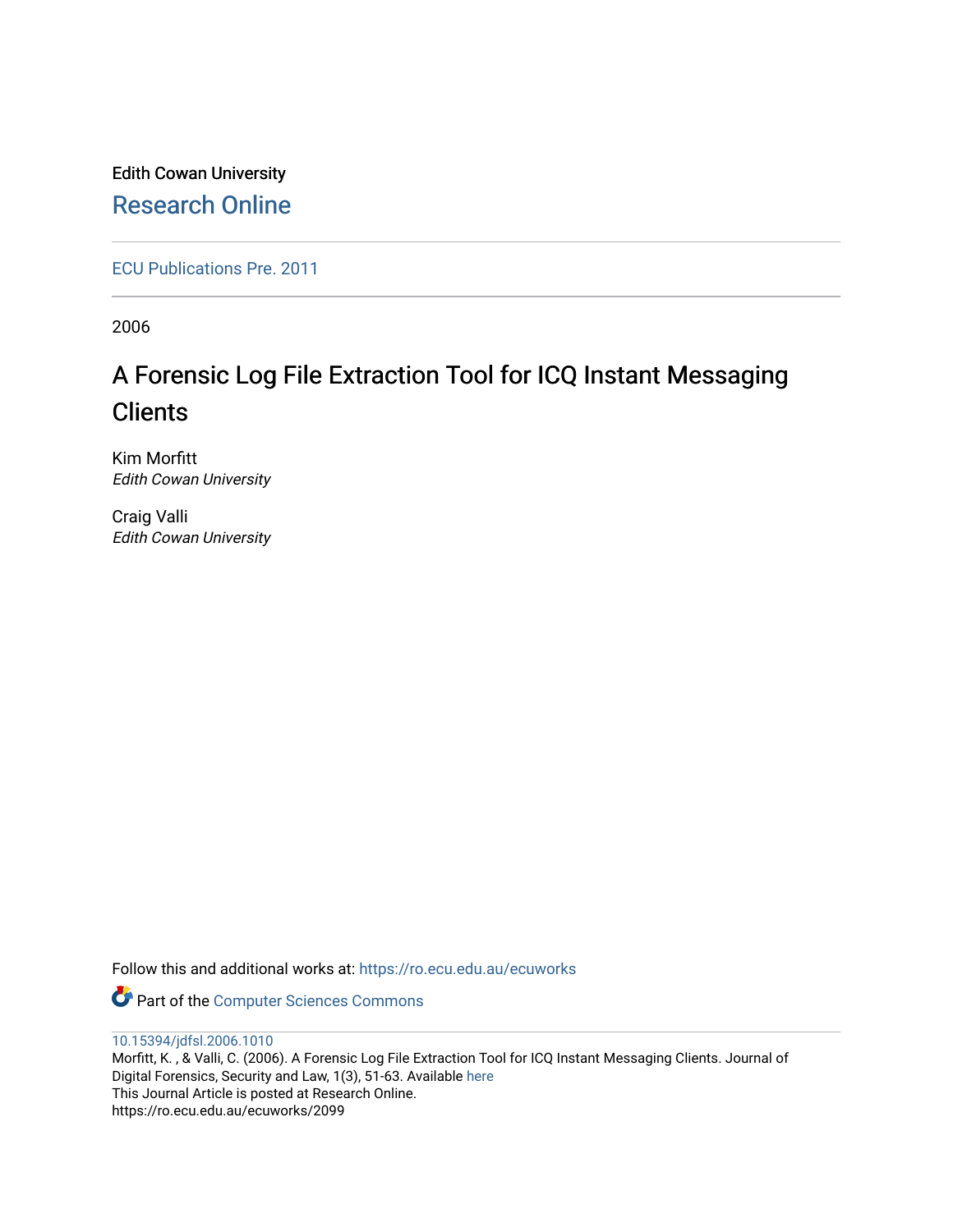Edith Cowan University

Research Online

ECU Publications Pre. 2011

2006

# A Forensic Log File Extraction Tool for ICQ Instant Messaging Clients

Kim Morfitt
*Edith Cowan University*

Craig Valli
*Edith Cowan University*

Follow this and additional works at: https://ro.ecu.edu.au/ecuworks

Part of the Computer Sciences Commons

10.15394/jdfsl.2006.1010
Morfitt, K. , & Valli, C. (2006). A Forensic Log File Extraction Tool for ICQ Instant Messaging Clients. Journal of Digital Forensics, Security and Law, 1(3), 51-63. Available here
This Journal Article is posted at Research Online.
https://ro.ecu.edu.au/ecuworks/2099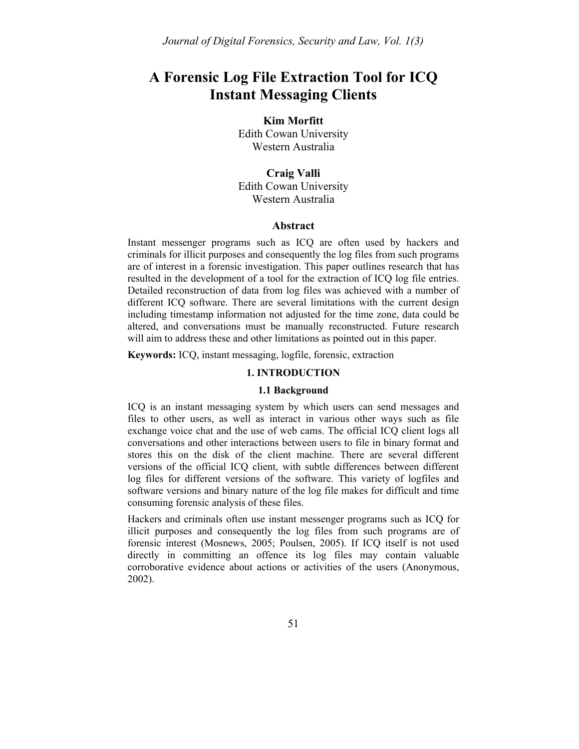# A Forensic Log File Extraction Tool for ICQ Instant Messaging Clients

**Kim Morfitt**
Edith Cowan University
Western Australia

**Craig Valli**
Edith Cowan University
Western Australia

### Abstract

Instant messenger programs such as ICQ are often used by hackers and criminals for illicit purposes and consequently the log files from such programs are of interest in a forensic investigation. This paper outlines research that has resulted in the development of a tool for the extraction of ICQ log file entries. Detailed reconstruction of data from log files was achieved with a number of different ICQ software. There are several limitations with the current design including timestamp information not adjusted for the time zone, data could be altered, and conversations must be manually reconstructed. Future research will aim to address these and other limitations as pointed out in this paper.

**Keywords:** ICQ, instant messaging, logfile, forensic, extraction

## 1. INTRODUCTION

### 1.1 Background

ICQ is an instant messaging system by which users can send messages and files to other users, as well as interact in various other ways such as file exchange voice chat and the use of web cams. The official ICQ client logs all conversations and other interactions between users to file in binary format and stores this on the disk of the client machine. There are several different versions of the official ICQ client, with subtle differences between different log files for different versions of the software. This variety of logfiles and software versions and binary nature of the log file makes for difficult and time consuming forensic analysis of these files.

Hackers and criminals often use instant messenger programs such as ICQ for illicit purposes and consequently the log files from such programs are of forensic interest (Mosnews, 2005; Poulsen, 2005). If ICQ itself is not used directly in committing an offence its log files may contain valuable corroborative evidence about actions or activities of the users (Anonymous, 2002).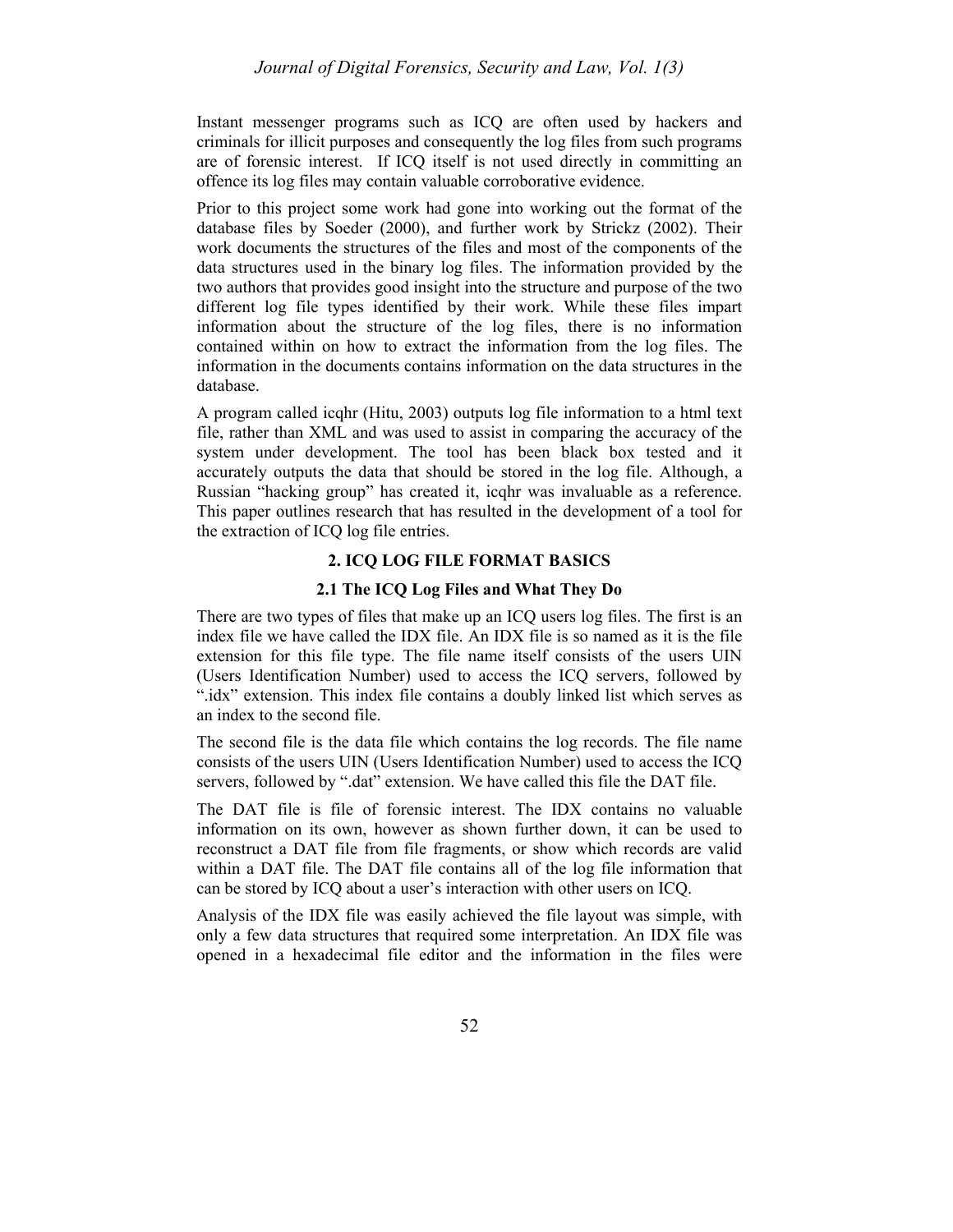Instant messenger programs such as ICQ are often used by hackers and criminals for illicit purposes and consequently the log files from such programs are of forensic interest. If ICQ itself is not used directly in committing an offence its log files may contain valuable corroborative evidence.

Prior to this project some work had gone into working out the format of the database files by Soeder (2000), and further work by Strickz (2002). Their work documents the structures of the files and most of the components of the data structures used in the binary log files. The information provided by the two authors that provides good insight into the structure and purpose of the two different log file types identified by their work. While these files impart information about the structure of the log files, there is no information contained within on how to extract the information from the log files. The information in the documents contains information on the data structures in the database.

A program called icqhr (Hitu, 2003) outputs log file information to a html text file, rather than XML and was used to assist in comparing the accuracy of the system under development. The tool has been black box tested and it accurately outputs the data that should be stored in the log file. Although, a Russian "hacking group" has created it, icqhr was invaluable as a reference. This paper outlines research that has resulted in the development of a tool for the extraction of ICQ log file entries.

## 2. ICQ LOG FILE FORMAT BASICS

### 2.1 The ICQ Log Files and What They Do

There are two types of files that make up an ICQ users log files. The first is an index file we have called the IDX file. An IDX file is so named as it is the file extension for this file type. The file name itself consists of the users UIN (Users Identification Number) used to access the ICQ servers, followed by ".idx" extension. This index file contains a doubly linked list which serves as an index to the second file.

The second file is the data file which contains the log records. The file name consists of the users UIN (Users Identification Number) used to access the ICQ servers, followed by ".dat" extension. We have called this file the DAT file.

The DAT file is file of forensic interest. The IDX contains no valuable information on its own, however as shown further down, it can be used to reconstruct a DAT file from file fragments, or show which records are valid within a DAT file. The DAT file contains all of the log file information that can be stored by ICQ about a user's interaction with other users on ICQ.

Analysis of the IDX file was easily achieved the file layout was simple, with only a few data structures that required some interpretation. An IDX file was opened in a hexadecimal file editor and the information in the files were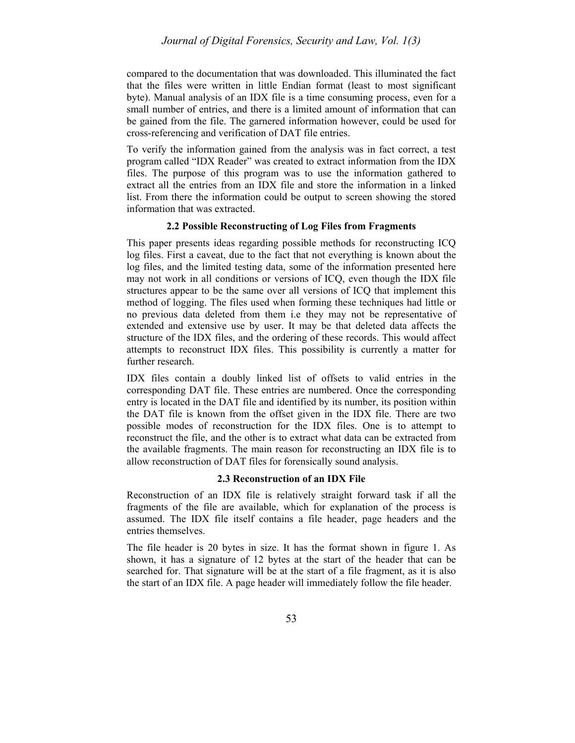compared to the documentation that was downloaded. This illuminated the fact that the files were written in little Endian format (least to most significant byte). Manual analysis of an IDX file is a time consuming process, even for a small number of entries, and there is a limited amount of information that can be gained from the file. The garnered information however, could be used for cross-referencing and verification of DAT file entries.

To verify the information gained from the analysis was in fact correct, a test program called "IDX Reader" was created to extract information from the IDX files. The purpose of this program was to use the information gathered to extract all the entries from an IDX file and store the information in a linked list. From there the information could be output to screen showing the stored information that was extracted.

### 2.2 Possible Reconstructing of Log Files from Fragments

This paper presents ideas regarding possible methods for reconstructing ICQ log files. First a caveat, due to the fact that not everything is known about the log files, and the limited testing data, some of the information presented here may not work in all conditions or versions of ICQ, even though the IDX file structures appear to be the same over all versions of ICQ that implement this method of logging. The files used when forming these techniques had little or no previous data deleted from them i.e they may not be representative of extended and extensive use by user. It may be that deleted data affects the structure of the IDX files, and the ordering of these records. This would affect attempts to reconstruct IDX files. This possibility is currently a matter for further research.

IDX files contain a doubly linked list of offsets to valid entries in the corresponding DAT file. These entries are numbered. Once the corresponding entry is located in the DAT file and identified by its number, its position within the DAT file is known from the offset given in the IDX file. There are two possible modes of reconstruction for the IDX files. One is to attempt to reconstruct the file, and the other is to extract what data can be extracted from the available fragments. The main reason for reconstructing an IDX file is to allow reconstruction of DAT files for forensically sound analysis.

### 2.3 Reconstruction of an IDX File

Reconstruction of an IDX file is relatively straight forward task if all the fragments of the file are available, which for explanation of the process is assumed. The IDX file itself contains a file header, page headers and the entries themselves.

The file header is 20 bytes in size. It has the format shown in figure 1. As shown, it has a signature of 12 bytes at the start of the header that can be searched for. That signature will be at the start of a file fragment, as it is also the start of an IDX file. A page header will immediately follow the file header.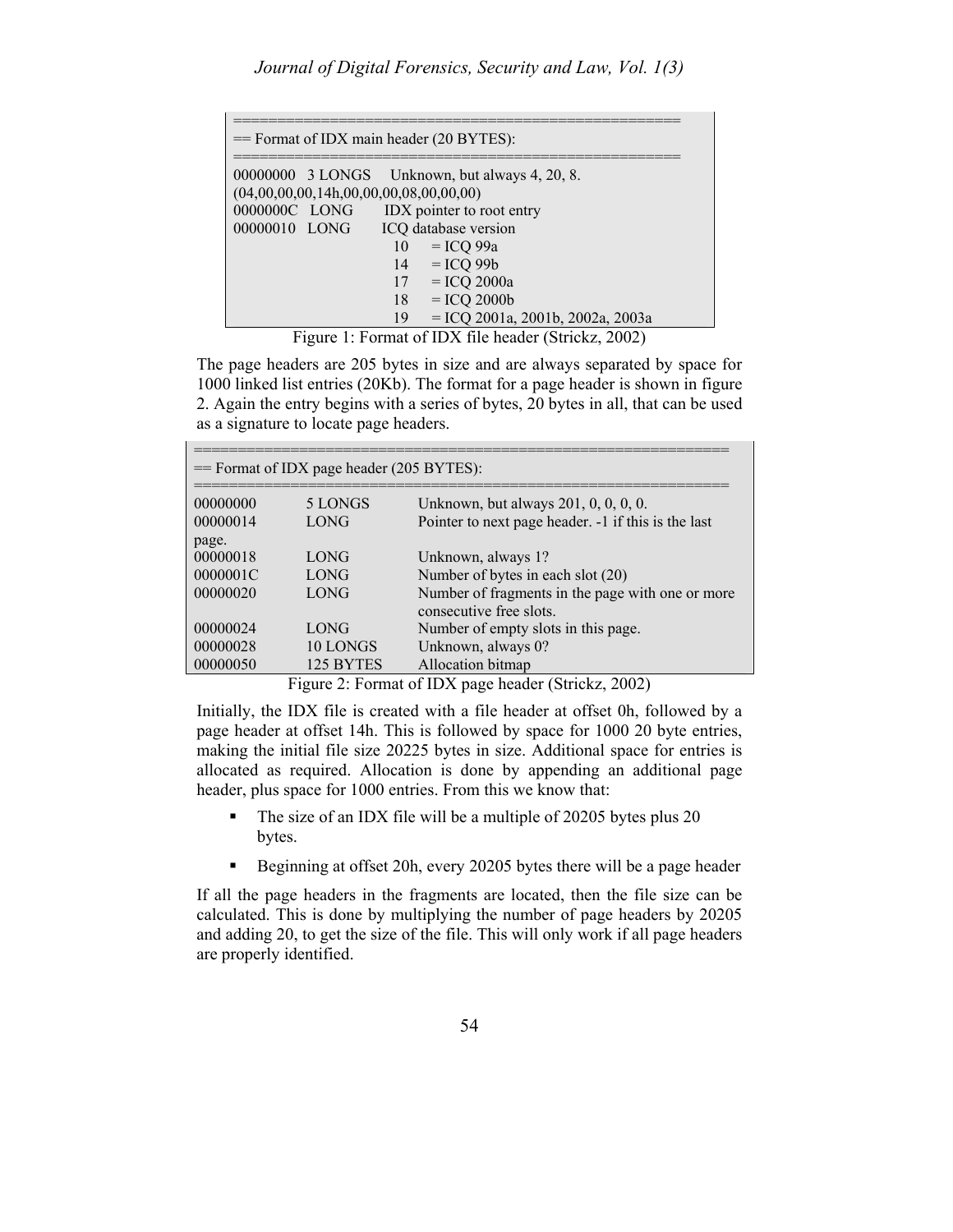```
====================================================
== Format of IDX main header (20 BYTES):
====================================================
00000000   3 LONGS    Unknown, but always 4, 20, 8.
(04,00,00,00,14h,00,00,00,08,00,00,00)
0000000C   LONG       IDX pointer to root entry
00000010   LONG       ICQ database version
                        10     = ICQ 99a
                        14     = ICQ 99b
                        17     = ICQ 2000a
                        18     = ICQ 2000b
                        19     = ICQ 2001a, 2001b, 2002a, 2003a
```

Figure 1: Format of IDX file header (Strickz, 2002)

The page headers are 205 bytes in size and are always separated by space for 1000 linked list entries (20Kb). The format for a page header is shown in figure 2. Again the entry begins with a series of bytes, 20 bytes in all, that can be used as a signature to locate page headers.

```
============================================================
== Format of IDX page header (205 BYTES):
============================================================
00000000      5 LONGS      Unknown, but always 201, 0, 0, 0, 0.
00000014      LONG         Pointer to next page header. -1 if this is the last
page.
00000018      LONG         Unknown, always 1?
0000001C      LONG         Number of bytes in each slot (20)
00000020      LONG         Number of fragments in the page with one or more
                           consecutive free slots.
00000024      LONG         Number of empty slots in this page.
00000028      10 LONGS     Unknown, always 0?
00000050      125 BYTES    Allocation bitmap
```

Figure 2: Format of IDX page header (Strickz, 2002)

Initially, the IDX file is created with a file header at offset 0h, followed by a page header at offset 14h. This is followed by space for 1000 20 byte entries, making the initial file size 20225 bytes in size. Additional space for entries is allocated as required. Allocation is done by appending an additional page header, plus space for 1000 entries. From this we know that:

- The size of an IDX file will be a multiple of 20205 bytes plus 20 bytes.
- Beginning at offset 20h, every 20205 bytes there will be a page header

If all the page headers in the fragments are located, then the file size can be calculated. This is done by multiplying the number of page headers by 20205 and adding 20, to get the size of the file. This will only work if all page headers are properly identified.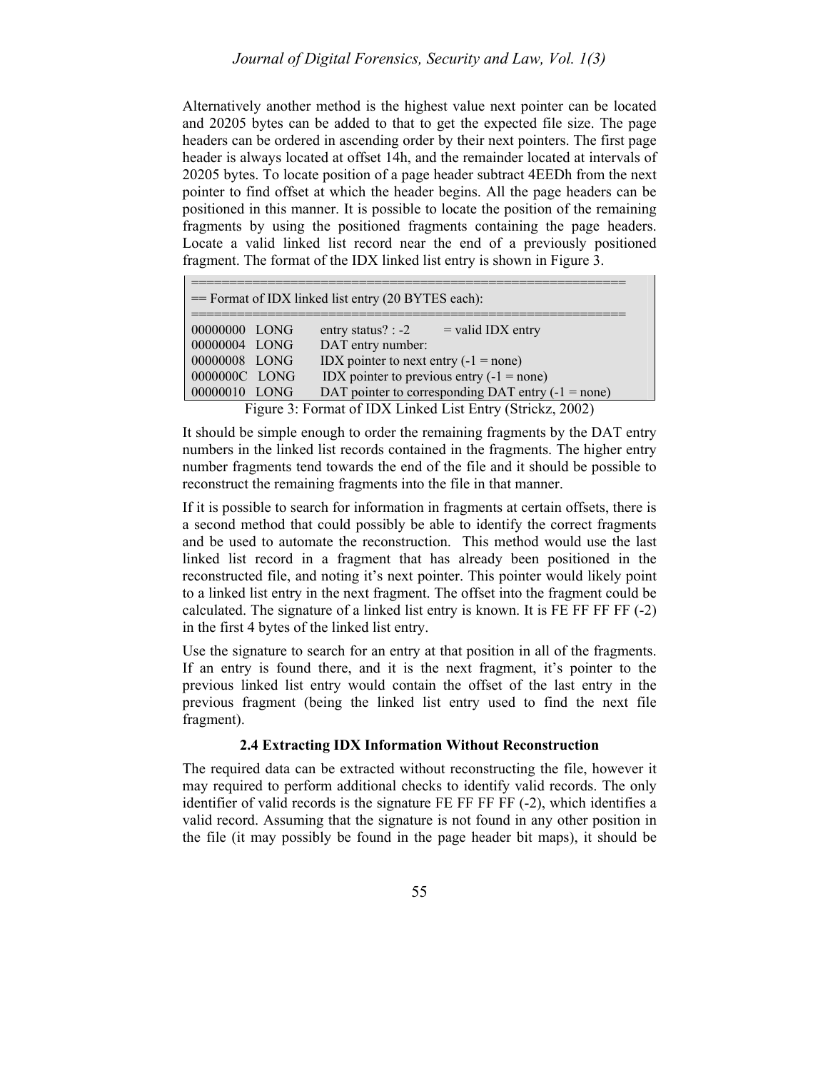Alternatively another method is the highest value next pointer can be located and 20205 bytes can be added to that to get the expected file size. The page headers can be ordered in ascending order by their next pointers. The first page header is always located at offset 14h, and the remainder located at intervals of 20205 bytes. To locate position of a page header subtract 4EEDh from the next pointer to find offset at which the header begins. All the page headers can be positioned in this manner. It is possible to locate the position of the remaining fragments by using the positioned fragments containing the page headers. Locate a valid linked list record near the end of a previously positioned fragment. The format of the IDX linked list entry is shown in Figure 3.

```
=============================================================
== Format of IDX linked list entry (20 BYTES each):
=============================================================
00000000  LONG      entry status? : -2       = valid IDX entry
00000004  LONG      DAT entry number:
00000008  LONG      IDX pointer to next entry (-1 = none)
0000000C  LONG      IDX pointer to previous entry (-1 = none)
00000010  LONG      DAT pointer to corresponding DAT entry (-1 = none)
```

Figure 3: Format of IDX Linked List Entry (Strickz, 2002)

It should be simple enough to order the remaining fragments by the DAT entry numbers in the linked list records contained in the fragments. The higher entry number fragments tend towards the end of the file and it should be possible to reconstruct the remaining fragments into the file in that manner.

If it is possible to search for information in fragments at certain offsets, there is a second method that could possibly be able to identify the correct fragments and be used to automate the reconstruction. This method would use the last linked list record in a fragment that has already been positioned in the reconstructed file, and noting it's next pointer. This pointer would likely point to a linked list entry in the next fragment. The offset into the fragment could be calculated. The signature of a linked list entry is known. It is FE FF FF FF (-2) in the first 4 bytes of the linked list entry.

Use the signature to search for an entry at that position in all of the fragments. If an entry is found there, and it is the next fragment, it's pointer to the previous linked list entry would contain the offset of the last entry in the previous fragment (being the linked list entry used to find the next file fragment).

### 2.4 Extracting IDX Information Without Reconstruction

The required data can be extracted without reconstructing the file, however it may required to perform additional checks to identify valid records. The only identifier of valid records is the signature FE FF FF FF (-2), which identifies a valid record. Assuming that the signature is not found in any other position in the file (it may possibly be found in the page header bit maps), it should be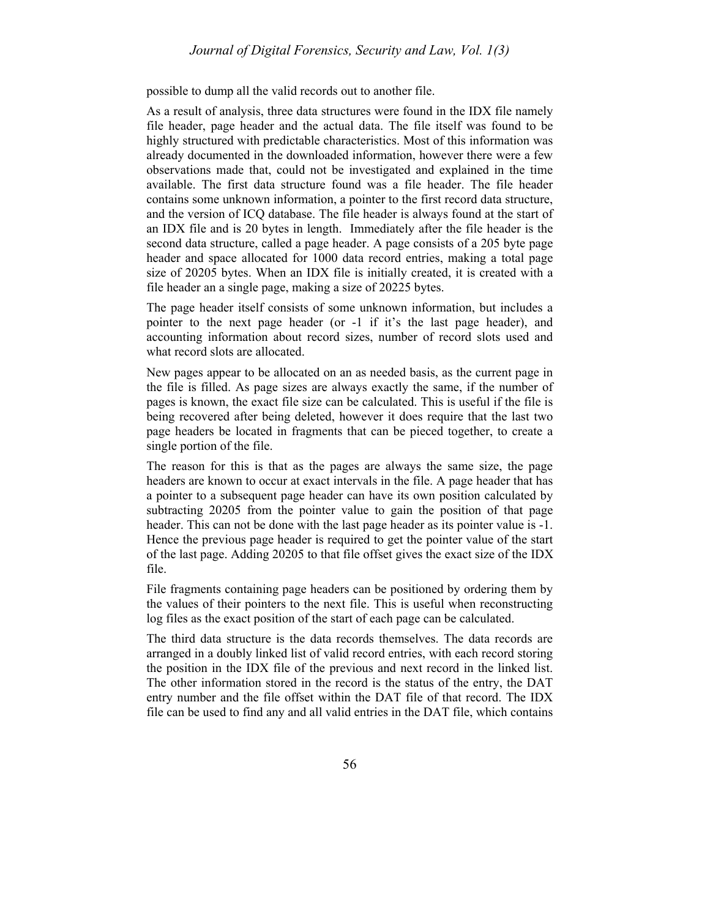possible to dump all the valid records out to another file.

As a result of analysis, three data structures were found in the IDX file namely file header, page header and the actual data. The file itself was found to be highly structured with predictable characteristics. Most of this information was already documented in the downloaded information, however there were a few observations made that, could not be investigated and explained in the time available. The first data structure found was a file header. The file header contains some unknown information, a pointer to the first record data structure, and the version of ICQ database. The file header is always found at the start of an IDX file and is 20 bytes in length. Immediately after the file header is the second data structure, called a page header. A page consists of a 205 byte page header and space allocated for 1000 data record entries, making a total page size of 20205 bytes. When an IDX file is initially created, it is created with a file header an a single page, making a size of 20225 bytes.

The page header itself consists of some unknown information, but includes a pointer to the next page header (or -1 if it's the last page header), and accounting information about record sizes, number of record slots used and what record slots are allocated.

New pages appear to be allocated on an as needed basis, as the current page in the file is filled. As page sizes are always exactly the same, if the number of pages is known, the exact file size can be calculated. This is useful if the file is being recovered after being deleted, however it does require that the last two page headers be located in fragments that can be pieced together, to create a single portion of the file.

The reason for this is that as the pages are always the same size, the page headers are known to occur at exact intervals in the file. A page header that has a pointer to a subsequent page header can have its own position calculated by subtracting 20205 from the pointer value to gain the position of that page header. This can not be done with the last page header as its pointer value is -1. Hence the previous page header is required to get the pointer value of the start of the last page. Adding 20205 to that file offset gives the exact size of the IDX file.

File fragments containing page headers can be positioned by ordering them by the values of their pointers to the next file. This is useful when reconstructing log files as the exact position of the start of each page can be calculated.

The third data structure is the data records themselves. The data records are arranged in a doubly linked list of valid record entries, with each record storing the position in the IDX file of the previous and next record in the linked list. The other information stored in the record is the status of the entry, the DAT entry number and the file offset within the DAT file of that record. The IDX file can be used to find any and all valid entries in the DAT file, which contains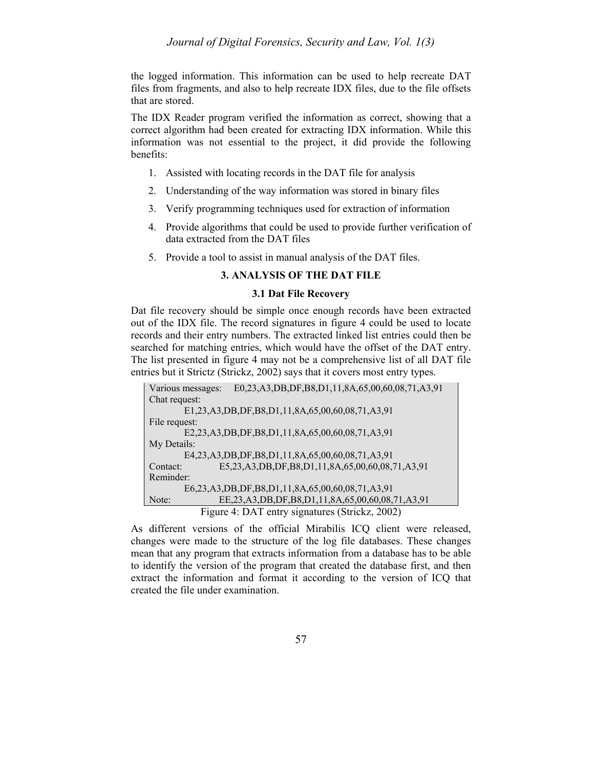the logged information. This information can be used to help recreate DAT files from fragments, and also to help recreate IDX files, due to the file offsets that are stored.

The IDX Reader program verified the information as correct, showing that a correct algorithm had been created for extracting IDX information. While this information was not essential to the project, it did provide the following benefits:

1. Assisted with locating records in the DAT file for analysis
2. Understanding of the way information was stored in binary files
3. Verify programming techniques used for extraction of information
4. Provide algorithms that could be used to provide further verification of data extracted from the DAT files
5. Provide a tool to assist in manual analysis of the DAT files.

## 3. ANALYSIS OF THE DAT FILE

### 3.1 Dat File Recovery

Dat file recovery should be simple once enough records have been extracted out of the IDX file. The record signatures in figure 4 could be used to locate records and their entry numbers. The extracted linked list entries could then be searched for matching entries, which would have the offset of the DAT entry. The list presented in figure 4 may not be a comprehensive list of all DAT file entries but it Strictz (Strickz, 2002) says that it covers most entry types.

```
Various messages:   E0,23,A3,DB,DF,B8,D1,11,8A,65,00,60,08,71,A3,91
Chat request:
          E1,23,A3,DB,DF,B8,D1,11,8A,65,00,60,08,71,A3,91
File request:
          E2,23,A3,DB,DF,B8,D1,11,8A,65,00,60,08,71,A3,91
My Details:
          E4,23,A3,DB,DF,B8,D1,11,8A,65,00,60,08,71,A3,91
Contact:            E5,23,A3,DB,DF,B8,D1,11,8A,65,00,60,08,71,A3,91
Reminder:
          E6,23,A3,DB,DF,B8,D1,11,8A,65,00,60,08,71,A3,91
Note:               EE,23,A3,DB,DF,B8,D1,11,8A,65,00,60,08,71,A3,91
```

Figure 4: DAT entry signatures (Strickz, 2002)

As different versions of the official Mirabilis ICQ client were released, changes were made to the structure of the log file databases. These changes mean that any program that extracts information from a database has to be able to identify the version of the program that created the database first, and then extract the information and format it according to the version of ICQ that created the file under examination.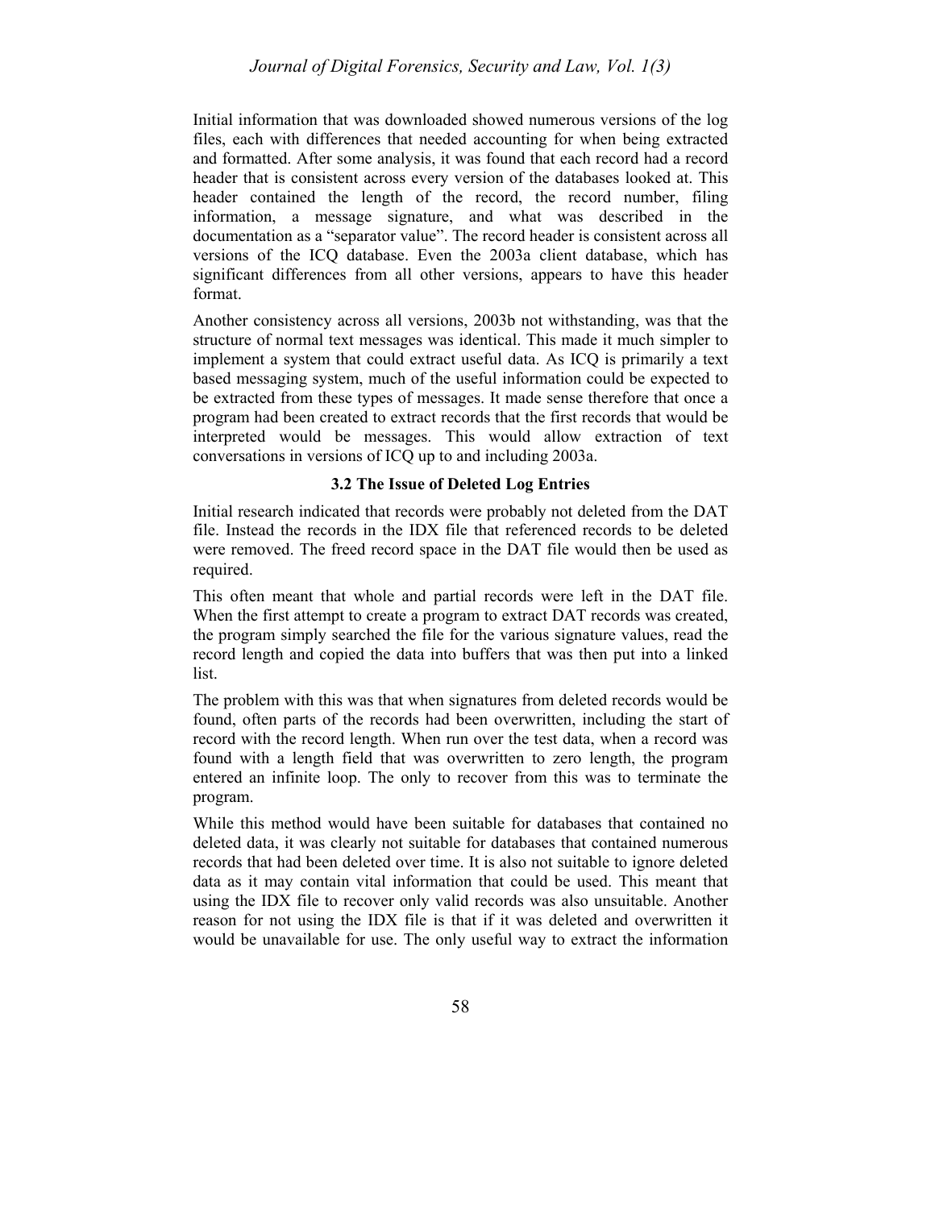Initial information that was downloaded showed numerous versions of the log files, each with differences that needed accounting for when being extracted and formatted. After some analysis, it was found that each record had a record header that is consistent across every version of the databases looked at. This header contained the length of the record, the record number, filing information, a message signature, and what was described in the documentation as a "separator value". The record header is consistent across all versions of the ICQ database. Even the 2003a client database, which has significant differences from all other versions, appears to have this header format.

Another consistency across all versions, 2003b not withstanding, was that the structure of normal text messages was identical. This made it much simpler to implement a system that could extract useful data. As ICQ is primarily a text based messaging system, much of the useful information could be expected to be extracted from these types of messages. It made sense therefore that once a program had been created to extract records that the first records that would be interpreted would be messages. This would allow extraction of text conversations in versions of ICQ up to and including 2003a.

### 3.2 The Issue of Deleted Log Entries

Initial research indicated that records were probably not deleted from the DAT file. Instead the records in the IDX file that referenced records to be deleted were removed. The freed record space in the DAT file would then be used as required.

This often meant that whole and partial records were left in the DAT file. When the first attempt to create a program to extract DAT records was created, the program simply searched the file for the various signature values, read the record length and copied the data into buffers that was then put into a linked list.

The problem with this was that when signatures from deleted records would be found, often parts of the records had been overwritten, including the start of record with the record length. When run over the test data, when a record was found with a length field that was overwritten to zero length, the program entered an infinite loop. The only to recover from this was to terminate the program.

While this method would have been suitable for databases that contained no deleted data, it was clearly not suitable for databases that contained numerous records that had been deleted over time. It is also not suitable to ignore deleted data as it may contain vital information that could be used. This meant that using the IDX file to recover only valid records was also unsuitable. Another reason for not using the IDX file is that if it was deleted and overwritten it would be unavailable for use. The only useful way to extract the information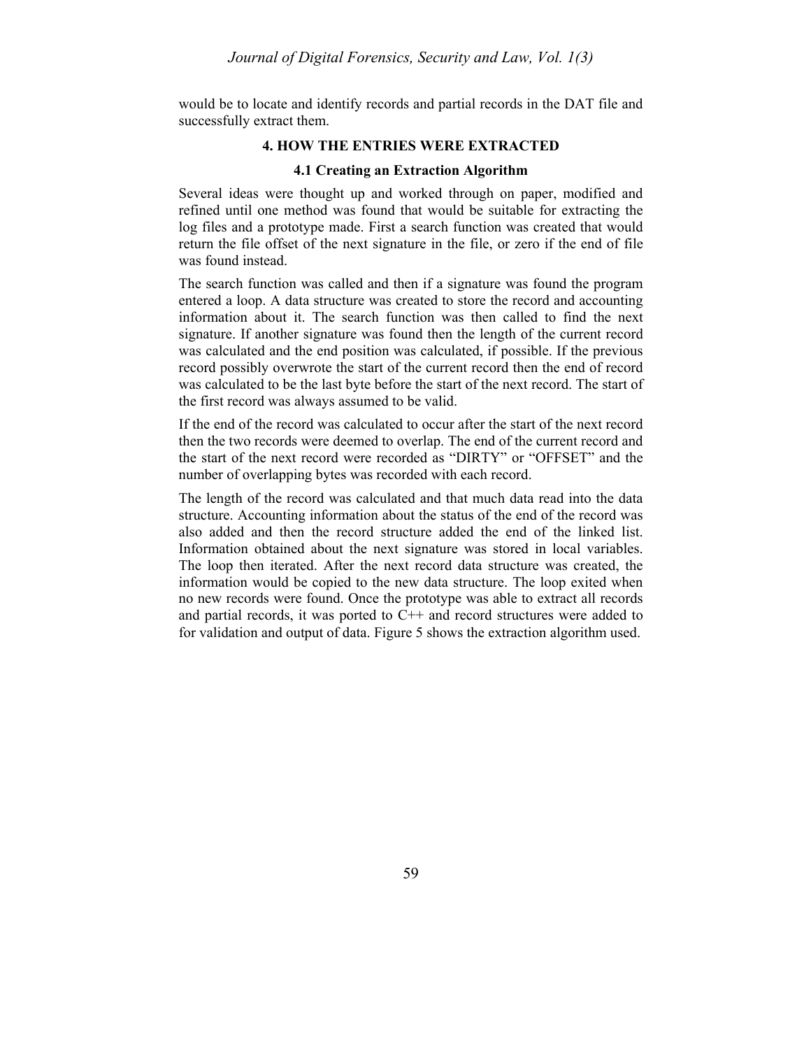would be to locate and identify records and partial records in the DAT file and successfully extract them.

## 4. HOW THE ENTRIES WERE EXTRACTED

### 4.1 Creating an Extraction Algorithm

Several ideas were thought up and worked through on paper, modified and refined until one method was found that would be suitable for extracting the log files and a prototype made. First a search function was created that would return the file offset of the next signature in the file, or zero if the end of file was found instead.

The search function was called and then if a signature was found the program entered a loop. A data structure was created to store the record and accounting information about it. The search function was then called to find the next signature. If another signature was found then the length of the current record was calculated and the end position was calculated, if possible. If the previous record possibly overwrote the start of the current record then the end of record was calculated to be the last byte before the start of the next record. The start of the first record was always assumed to be valid.

If the end of the record was calculated to occur after the start of the next record then the two records were deemed to overlap. The end of the current record and the start of the next record were recorded as "DIRTY" or "OFFSET" and the number of overlapping bytes was recorded with each record.

The length of the record was calculated and that much data read into the data structure. Accounting information about the status of the end of the record was also added and then the record structure added the end of the linked list. Information obtained about the next signature was stored in local variables. The loop then iterated. After the next record data structure was created, the information would be copied to the new data structure. The loop exited when no new records were found. Once the prototype was able to extract all records and partial records, it was ported to C++ and record structures were added to for validation and output of data. Figure 5 shows the extraction algorithm used.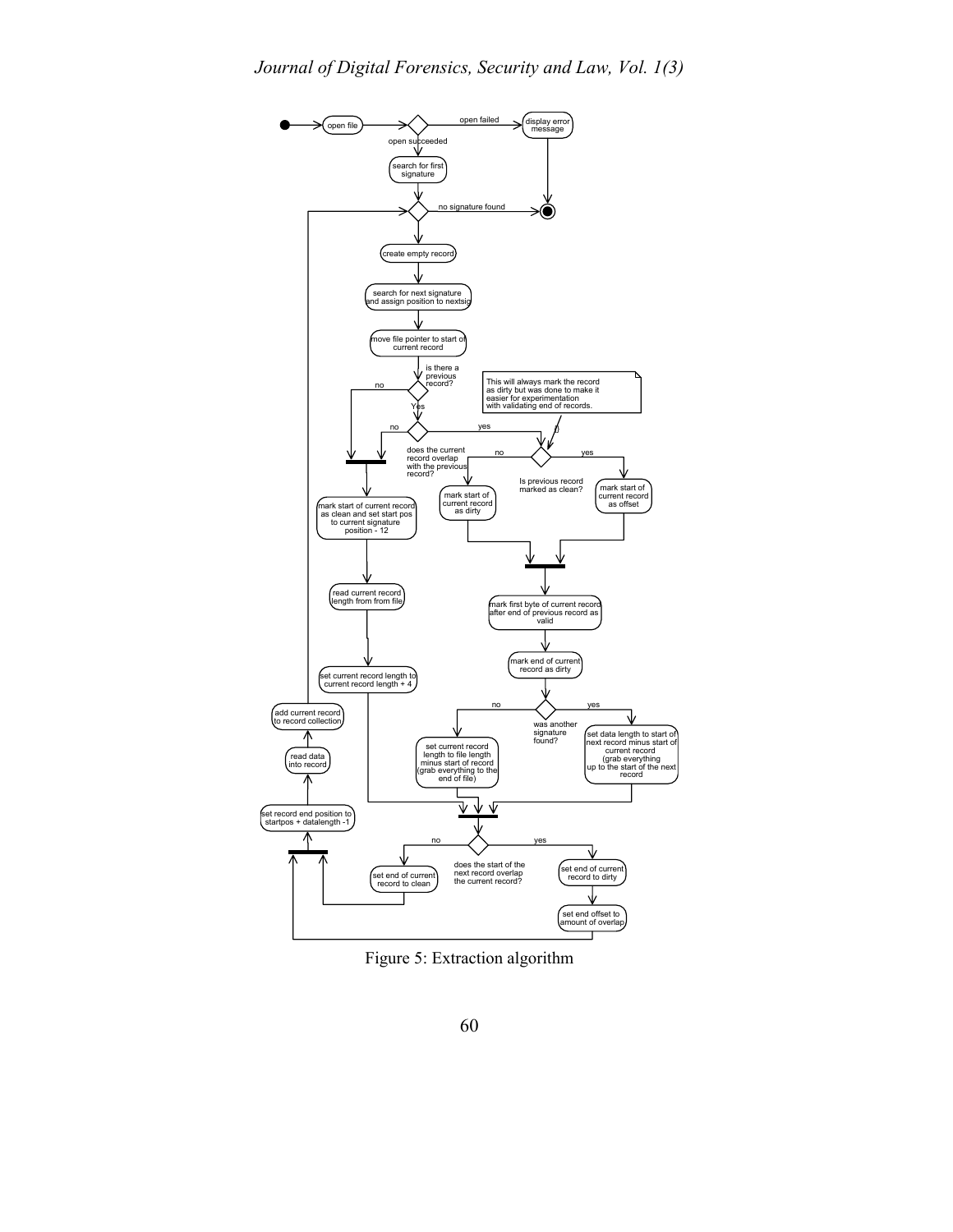Figure 5: Extraction algorithm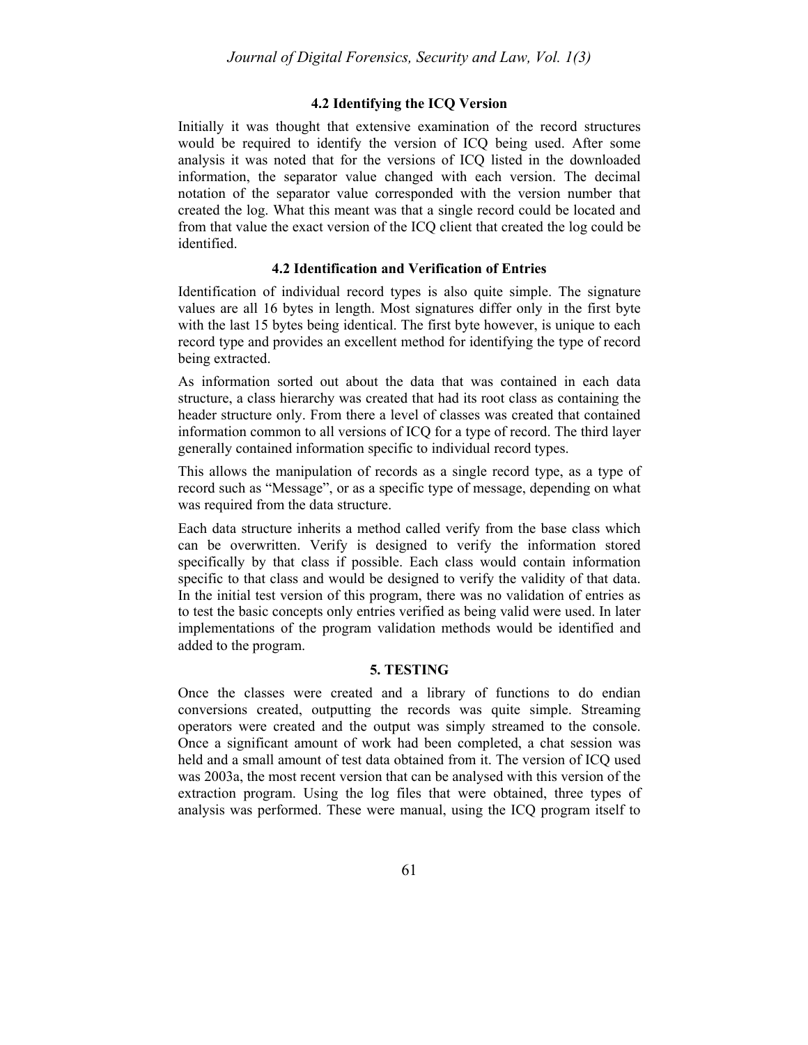### 4.2 Identifying the ICQ Version

Initially it was thought that extensive examination of the record structures would be required to identify the version of ICQ being used. After some analysis it was noted that for the versions of ICQ listed in the downloaded information, the separator value changed with each version. The decimal notation of the separator value corresponded with the version number that created the log. What this meant was that a single record could be located and from that value the exact version of the ICQ client that created the log could be identified.

### 4.2 Identification and Verification of Entries

Identification of individual record types is also quite simple. The signature values are all 16 bytes in length. Most signatures differ only in the first byte with the last 15 bytes being identical. The first byte however, is unique to each record type and provides an excellent method for identifying the type of record being extracted.

As information sorted out about the data that was contained in each data structure, a class hierarchy was created that had its root class as containing the header structure only. From there a level of classes was created that contained information common to all versions of ICQ for a type of record. The third layer generally contained information specific to individual record types.

This allows the manipulation of records as a single record type, as a type of record such as "Message", or as a specific type of message, depending on what was required from the data structure.

Each data structure inherits a method called verify from the base class which can be overwritten. Verify is designed to verify the information stored specifically by that class if possible. Each class would contain information specific to that class and would be designed to verify the validity of that data. In the initial test version of this program, there was no validation of entries as to test the basic concepts only entries verified as being valid were used. In later implementations of the program validation methods would be identified and added to the program.

## 5. TESTING

Once the classes were created and a library of functions to do endian conversions created, outputting the records was quite simple. Streaming operators were created and the output was simply streamed to the console. Once a significant amount of work had been completed, a chat session was held and a small amount of test data obtained from it. The version of ICQ used was 2003a, the most recent version that can be analysed with this version of the extraction program. Using the log files that were obtained, three types of analysis was performed. These were manual, using the ICQ program itself to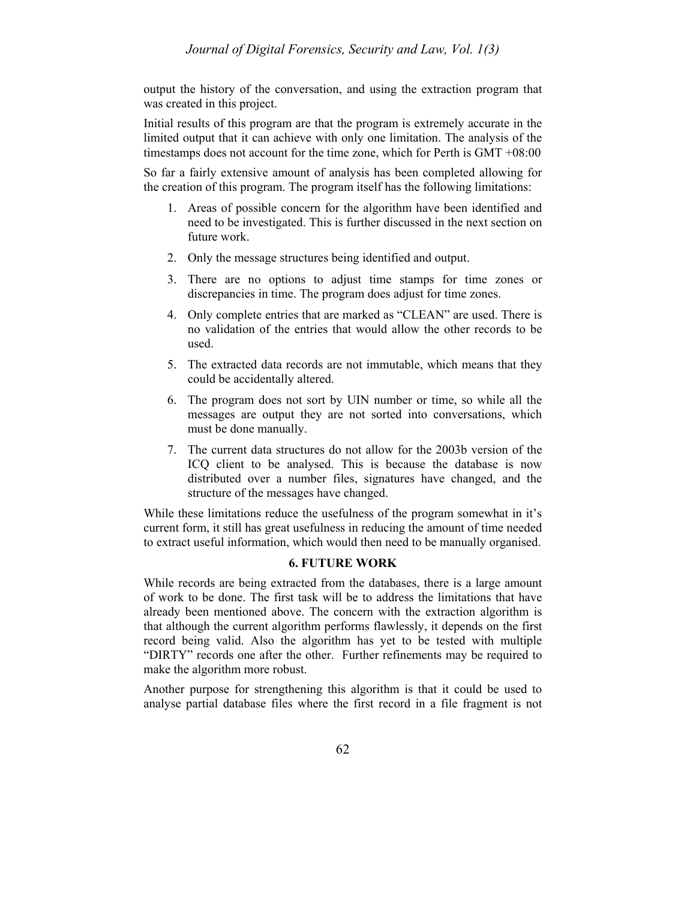output the history of the conversation, and using the extraction program that was created in this project.

Initial results of this program are that the program is extremely accurate in the limited output that it can achieve with only one limitation. The analysis of the timestamps does not account for the time zone, which for Perth is GMT +08:00

So far a fairly extensive amount of analysis has been completed allowing for the creation of this program. The program itself has the following limitations:

1. Areas of possible concern for the algorithm have been identified and need to be investigated. This is further discussed in the next section on future work.
2. Only the message structures being identified and output.
3. There are no options to adjust time stamps for time zones or discrepancies in time. The program does adjust for time zones.
4. Only complete entries that are marked as "CLEAN" are used. There is no validation of the entries that would allow the other records to be used.
5. The extracted data records are not immutable, which means that they could be accidentally altered.
6. The program does not sort by UIN number or time, so while all the messages are output they are not sorted into conversations, which must be done manually.
7. The current data structures do not allow for the 2003b version of the ICQ client to be analysed. This is because the database is now distributed over a number files, signatures have changed, and the structure of the messages have changed.

While these limitations reduce the usefulness of the program somewhat in it's current form, it still has great usefulness in reducing the amount of time needed to extract useful information, which would then need to be manually organised.

## 6. FUTURE WORK

While records are being extracted from the databases, there is a large amount of work to be done. The first task will be to address the limitations that have already been mentioned above. The concern with the extraction algorithm is that although the current algorithm performs flawlessly, it depends on the first record being valid. Also the algorithm has yet to be tested with multiple "DIRTY" records one after the other. Further refinements may be required to make the algorithm more robust.

Another purpose for strengthening this algorithm is that it could be used to analyse partial database files where the first record in a file fragment is not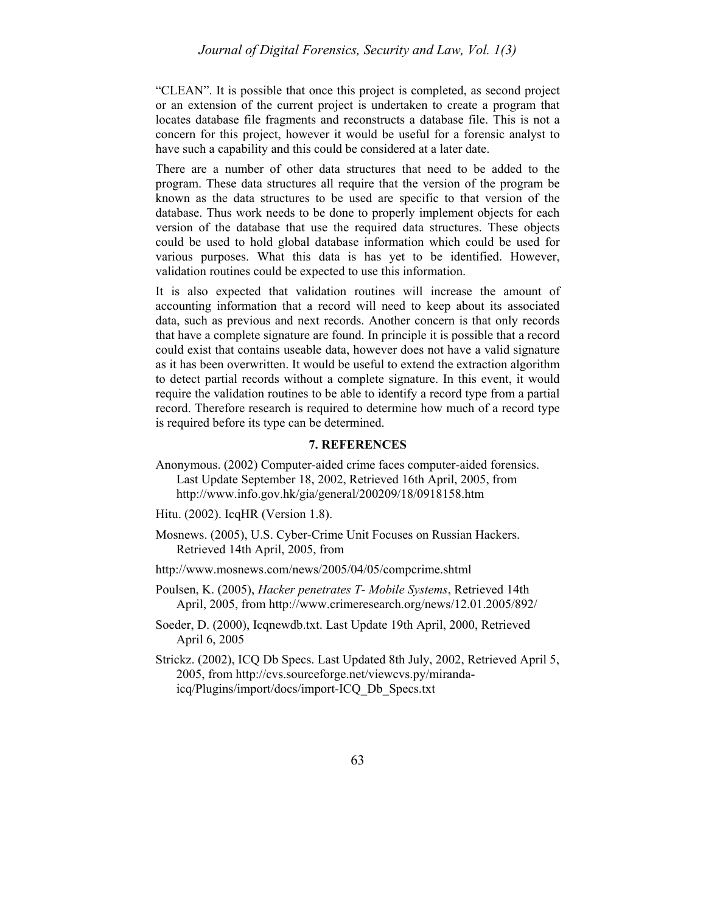"CLEAN". It is possible that once this project is completed, as second project or an extension of the current project is undertaken to create a program that locates database file fragments and reconstructs a database file. This is not a concern for this project, however it would be useful for a forensic analyst to have such a capability and this could be considered at a later date.

There are a number of other data structures that need to be added to the program. These data structures all require that the version of the program be known as the data structures to be used are specific to that version of the database. Thus work needs to be done to properly implement objects for each version of the database that use the required data structures. These objects could be used to hold global database information which could be used for various purposes. What this data is has yet to be identified. However, validation routines could be expected to use this information.

It is also expected that validation routines will increase the amount of accounting information that a record will need to keep about its associated data, such as previous and next records. Another concern is that only records that have a complete signature are found. In principle it is possible that a record could exist that contains useable data, however does not have a valid signature as it has been overwritten. It would be useful to extend the extraction algorithm to detect partial records without a complete signature. In this event, it would require the validation routines to be able to identify a record type from a partial record. Therefore research is required to determine how much of a record type is required before its type can be determined.

## 7. REFERENCES

Anonymous. (2002) Computer-aided crime faces computer-aided forensics. Last Update September 18, 2002, Retrieved 16th April, 2005, from http://www.info.gov.hk/gia/general/200209/18/0918158.htm

Hitu. (2002). IcqHR (Version 1.8).

Mosnews. (2005), U.S. Cyber-Crime Unit Focuses on Russian Hackers. Retrieved 14th April, 2005, from

http://www.mosnews.com/news/2005/04/05/compcrime.shtml

Poulsen, K. (2005), *Hacker penetrates T- Mobile Systems*, Retrieved 14th April, 2005, from http://www.crimeresearch.org/news/12.01.2005/892/

Soeder, D. (2000), Icqnewdb.txt. Last Update 19th April, 2000, Retrieved April 6, 2005

Strickz. (2002), ICQ Db Specs. Last Updated 8th July, 2002, Retrieved April 5, 2005, from http://cvs.sourceforge.net/viewcvs.py/miranda-icq/Plugins/import/docs/import-ICQ_Db_Specs.txt